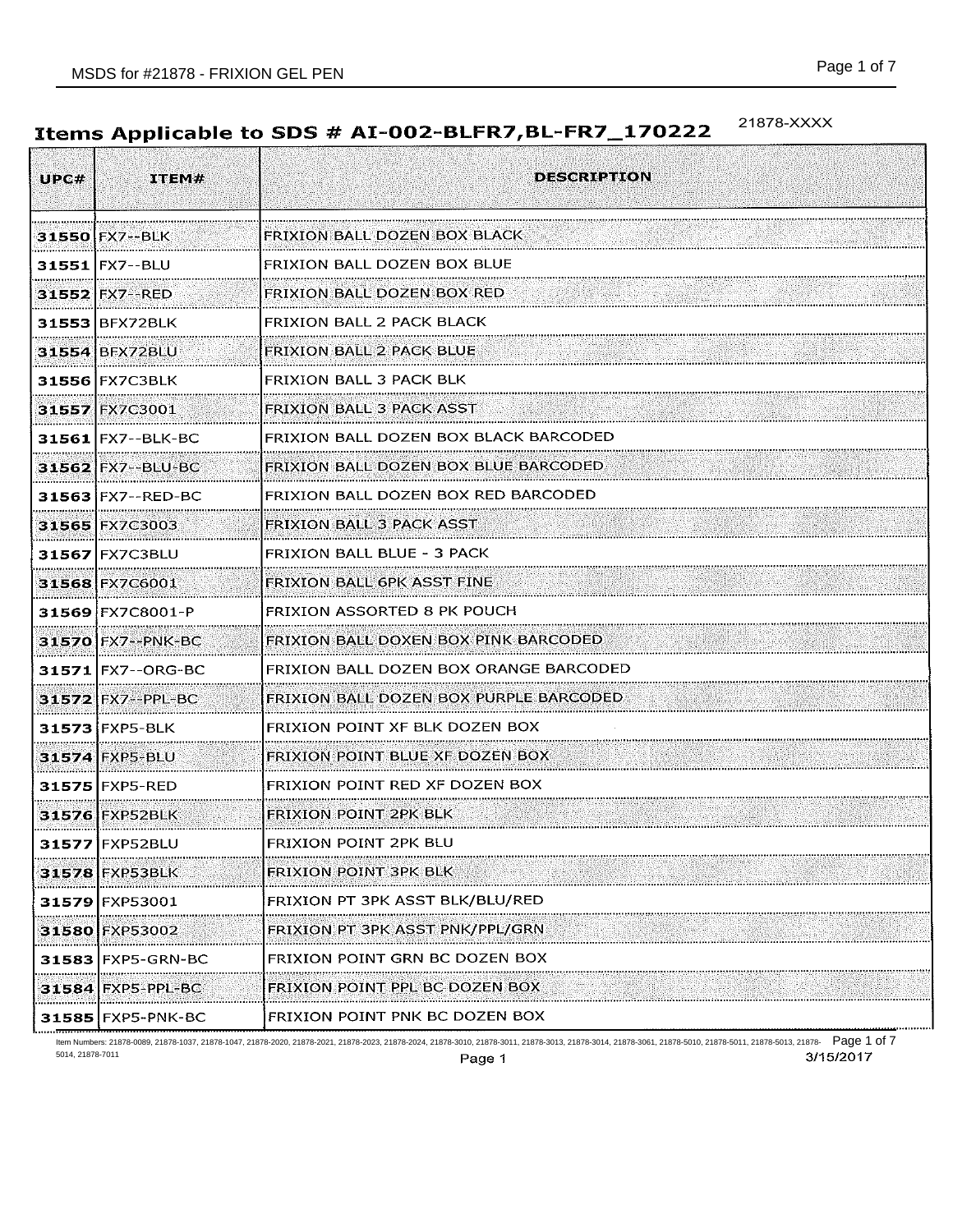21878-XXXX

# Items Applicable to SDS # AI-002-BLFR7,BL-FR7_170222

| UPC# | ITEM# | DESCRIPTION |
|---|---|---|
| **31550** | FX7--BLK | FRIXION BALL DOZEN BOX BLACK |
| **31551** | FX7--BLU | FRIXION BALL DOZEN BOX BLUE |
| **31552** | FX7--RED | FRIXION BALL DOZEN BOX RED |
| **31553** | BFX72BLK | FRIXION BALL 2 PACK BLACK |
| **31554** | BFX72BLU | FRIXION BALL 2 PACK BLUE |
| **31556** | FX7C3BLK | FRIXION BALL 3 PACK BLK |
| **31557** | FX7C3001 | FRIXION BALL 3 PACK ASST |
| **31561** | FX7--BLK-BC | FRIXION BALL DOZEN BOX BLACK BARCODED |
| **31562** | FX7--BLU-BC | FRIXION BALL DOZEN BOX BLUE BARCODED |
| **31563** | FX7--RED-BC | FRIXION BALL DOZEN BOX RED BARCODED |
| **31565** | FX7C3003 | FRIXION BALL 3 PACK ASST |
| **31567** | FX7C3BLU | FRIXION BALL BLUE - 3 PACK |
| **31568** | FX7C6001 | FRIXION BALL 6PK ASST FINE |
| **31569** | FX7C8001-P | FRIXION ASSORTED 8 PK POUCH |
| **31570** | FX7--PNK-BC | FRIXION BALL DOXEN BOX PINK BARCODED |
| **31571** | FX7--ORG-BC | FRIXION BALL DOZEN BOX ORANGE BARCODED |
| **31572** | FX7--PPL-BC | FRIXION BALL DOZEN BOX PURPLE BARCODED |
| **31573** | FXP5-BLK | FRIXION POINT XF BLK DOZEN BOX |
| **31574** | FXP5-BLU | FRIXION POINT BLUE XF DOZEN BOX |
| **31575** | FXP5-RED | FRIXION POINT RED XF DOZEN BOX |
| **31576** | FXP52BLK | FRIXION POINT 2PK BLK |
| **31577** | FXP52BLU | FRIXION POINT 2PK BLU |
| **31578** | FXP53BLK | FRIXION POINT 3PK BLK |
| **31579** | FXP53001 | FRIXION PT 3PK ASST BLK/BLU/RED |
| **31580** | FXP53002 | FRIXION PT 3PK ASST PNK/PPL/GRN |
| **31583** | FXP5-GRN-BC | FRIXION POINT GRN BC DOZEN BOX |
| **31584** | FXP5-PPL-BC | FRIXION POINT PPL BC DOZEN BOX |
| **31585** | FXP5-PNK-BC | FRIXION POINT PNK BC DOZEN BOX |

Item Numbers: 21878-0089, 21878-1037, 21878-1047, 21878-2020, 21878-2021, 21878-2023, 21878-2024, 21878-3010, 21878-3011, 21878-3013, 21878-3014, 21878-3061, 21878-5010, 21878-5011, 21878-5013, 21878-5014, 21878-7011

3/15/2017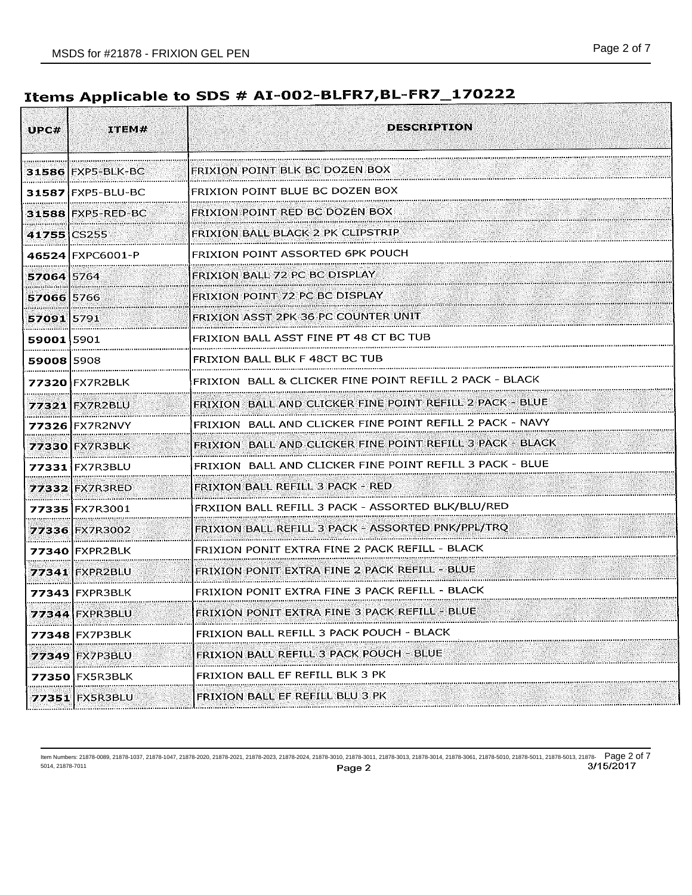## Items Applicable to SDS # AI-002-BLFR7,BL-FR7_170222

| UPC# | ITEM# | DESCRIPTION |
|---|---|---|
| 31586 | FXP5-BLK-BC | FRIXION POINT BLK BC DOZEN BOX |
| 31587 | FXP5-BLU-BC | FRIXION POINT BLUE BC DOZEN BOX |
| 31588 | FXP5-RED-BC | FRIXION POINT RED BC DOZEN BOX |
| 41755 | CS255 | FRIXION BALL BLACK 2 PK CLIPSTRIP |
| 46524 | FXPC6001-P | FRIXION POINT ASSORTED 6PK POUCH |
| 57064 | 5764 | FRIXION BALL 72 PC BC DISPLAY |
| 57066 | 5766 | FRIXION POINT 72 PC BC DISPLAY |
| 57091 | 5791 | FRIXION ASST 2PK 36 PC COUNTER UNIT |
| 59001 | 5901 | FRIXION BALL ASST FINE PT 48 CT BC TUB |
| 59008 | 5908 | FRIXION BALL BLK F 48CT BC TUB |
| 77320 | FX7R2BLK | FRIXION BALL & CLICKER FINE POINT REFILL 2 PACK - BLACK |
| 77321 | FX7R2BLU | FRIXION BALL AND CLICKER FINE POINT REFILL 2 PACK - BLUE |
| 77326 | FX7R2NVY | FRIXION BALL AND CLICKER FINE POINT REFILL 2 PACK - NAVY |
| 77330 | FX7R3BLK | FRIXION BALL AND CLICKER FINE POINT REFILL 3 PACK - BLACK |
| 77331 | FX7R3BLU | FRIXION BALL AND CLICKER FINE POINT REFILL 3 PACK - BLUE |
| 77332 | FX7R3RED | FRIXION BALL REFILL 3 PACK - RED |
| 77335 | FX7R3001 | FRXIION BALL REFILL 3 PACK - ASSORTED BLK/BLU/RED |
| 77336 | FX7R3002 | FRIXION BALL REFILL 3 PACK - ASSORTED PNK/PPL/TRQ |
| 77340 | FXPR2BLK | FRIXION PONIT EXTRA FINE 2 PACK REFILL - BLACK |
| 77341 | FXPR2BLU | FRIXION PONIT EXTRA FINE 2 PACK REFILL - BLUE |
| 77343 | FXPR3BLK | FRIXION PONIT EXTRA FINE 3 PACK REFILL - BLACK |
| 77344 | FXPR3BLU | FRIXION PONIT EXTRA FINE 3 PACK REFILL - BLUE |
| 77348 | FX7P3BLK | FRIXION BALL REFILL 3 PACK POUCH - BLACK |
| 77349 | FX7P3BLU | FRIXION BALL REFILL 3 PACK POUCH - BLUE |
| 77350 | FX5R3BLK | FRIXION BALL EF REFILL BLK 3 PK |
| 77351 | FX5R3BLU | FRIXION BALL EF REFILL BLU 3 PK |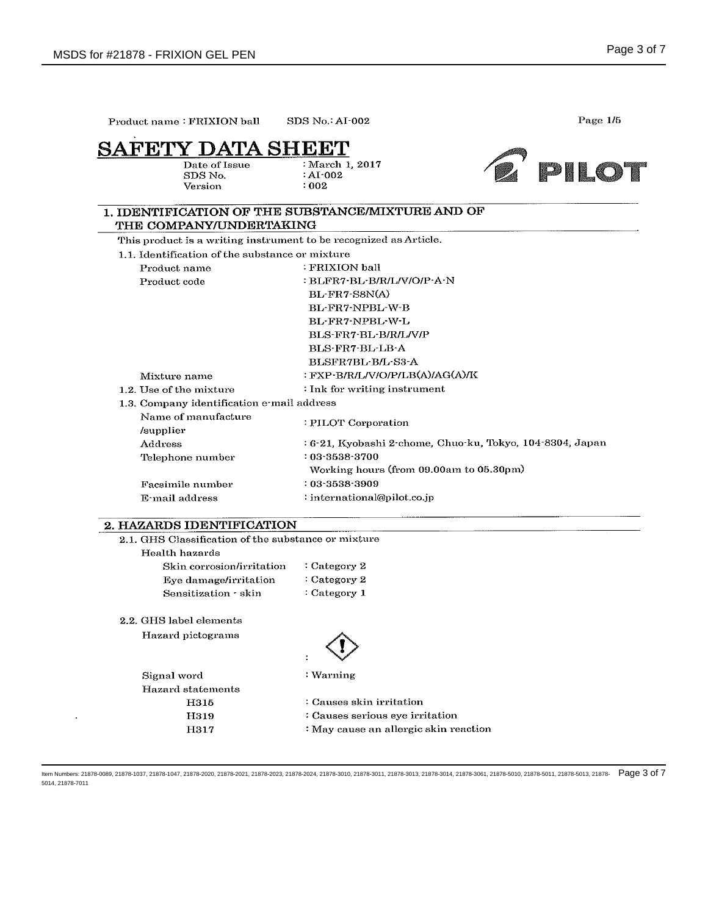Product name : FRIXION ball SDS No.: AI-002 Page 1/5

# SAFETY DATA SHEET

| | |
|---|---|
| Date of Issue | : March 1, 2017 |
| SDS No. | : AI-002 |
| Version | : 002 |

PILOT

## 1. IDENTIFICATION OF THE SUBSTANCE/MIXTURE AND OF THE COMPANY/UNDERTAKING

This product is a writing instrument to be recognized as Article.

1.1. Identification of the substance or mixture

| | |
|---|---|
| Product name | : FRIXION ball |
| Product code | : BLFR7-BL-B/R/L/V/O/P-A-N<br>BL-FR7-S8N(A)<br>BL-FR7-NPBL-W-B<br>BL-FR7-NPBL-W-L<br>BLS-FR7-BL-B/R/L/V/P<br>BLS-FR7-BL-LB-A<br>BLSFR7BL-B/L-S3-A |
| Mixture name | : FXP-B/R/L/V/O/P/LB(A)/AG(A)/K |

1.2. Use of the mixture : Ink for writing instrument

1.3. Company identification e-mail address

| | |
|---|---|
| Name of manufacture /supplier | : PILOT Corporation |
| Address | : 6-21, Kyobashi 2-chome, Chuo-ku, Tokyo, 104-8304, Japan |
| Telephone number | : 03-3538-3700<br>Working hours (from 09.00am to 05.30pm) |
| Facsimile number | : 03-3538-3909 |
| E-mail address | : international@pilot.co.jp |

## 2. HAZARDS IDENTIFICATION

2.1. GHS Classification of the substance or mixture

Health hazards

| | |
|---|---|
| Skin corrosion/irritation | : Category 2 |
| Eye damage/irritation | : Category 2 |
| Sensitization - skin | : Category 1 |

2.2. GHS label elements

Hazard pictograms :

Signal word : Warning

Hazard statements

| | |
|---|---|
| H315 | : Causes skin irritation |
| H319 | : Causes serious eye irritation |
| H317 | : May cause an allergic skin reaction |

Item Numbers: 21878-0089, 21878-1037, 21878-1047, 21878-2020, 21878-2021, 21878-2023, 21878-2024, 21878-3010, 21878-3011, 21878-3013, 21878-3014, 21878-3061, 21878-5010, 21878-5011, 21878-5013, 21878-5014, 21878-7011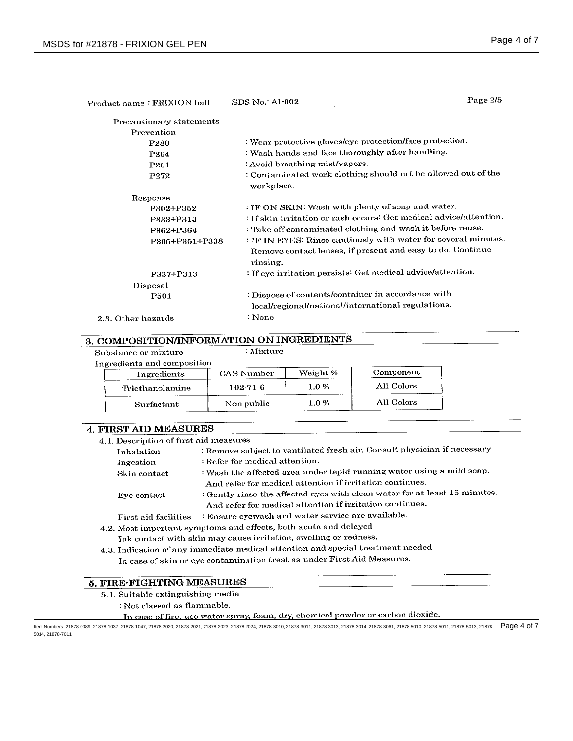Product name : FRIXION ball    SDS No.: AI-002    Page 2/5

Precautionary statements

Prevention

| | |
|---|---|
| P280 | : Wear protective gloves/eye protection/face protection. |
| P264 | : Wash hands and face thoroughly after handling. |
| P261 | : Avoid breathing mist/vapors. |
| P272 | : Contaminated work clothing should not be allowed out of the workplace. |

Response

| | |
|---|---|
| P302+P352 | : IF ON SKIN: Wash with plenty of soap and water. |
| P333+P313 | : If skin irritation or rash occurs: Get medical advice/attention. |
| P362+P364 | : Take off contaminated clothing and wash it before reuse. |
| P305+P351+P338 | : IF IN EYES: Rinse cautiously with water for several minutes. Remove contact lenses, if present and easy to do. Continue rinsing. |
| P337+P313 | : If eye irritation persists: Get medical advice/attention. |

Disposal

| | |
|---|---|
| P501 | : Dispose of contents/container in accordance with local/regional/national/international regulations. |

2.3. Other hazards : None

## 3. COMPOSITION/INFORMATION ON INGREDIENTS

Substance or mixture : Mixture

Ingredients and composition

| Ingredients | CAS Number | Weight % | Component |
|---|---|---|---|
| Triethanolamine | 102-71-6 | 1.0 % | All Colors |
| Surfactant | Non public | 1.0 % | All Colors |

## 4. FIRST AID MEASURES

4.1. Description of first aid measures

| | |
|---|---|
| Inhalation | : Remove subject to ventilated fresh air. Consult physician if necessary. |
| Ingestion | : Refer for medical attention. |
| Skin contact | : Wash the affected area under tepid running water using a mild soap. And refer for medical attention if irritation continues. |
| Eye contact | : Gently rinse the affected eyes with clean water for at least 15 minutes. And refer for medical attention if irritation continues. |
| First aid facilities | : Ensure eyewash and water service are available. |

4.2. Most important symptoms and effects, both acute and delayed

Ink contact with skin may cause irritation, swelling or redness.

4.3. Indication of any immediate medical attention and special treatment needed

In case of skin or eye contamination treat as under First Aid Measures.

## 5. FIRE-FIGHTING MEASURES

5.1. Suitable extinguishing media

: Not classed as flammable.

In case of fire, use water spray, foam, dry, chemical powder or carbon dioxide.

Item Numbers: 21878-0089, 21878-1037, 21878-1047, 21878-2020, 21878-2021, 21878-2023, 21878-2024, 21878-3010, 21878-3011, 21878-3013, 21878-3014, 21878-3061, 21878-5010, 21878-5011, 21878-5013, 21878-5014, 21878-7011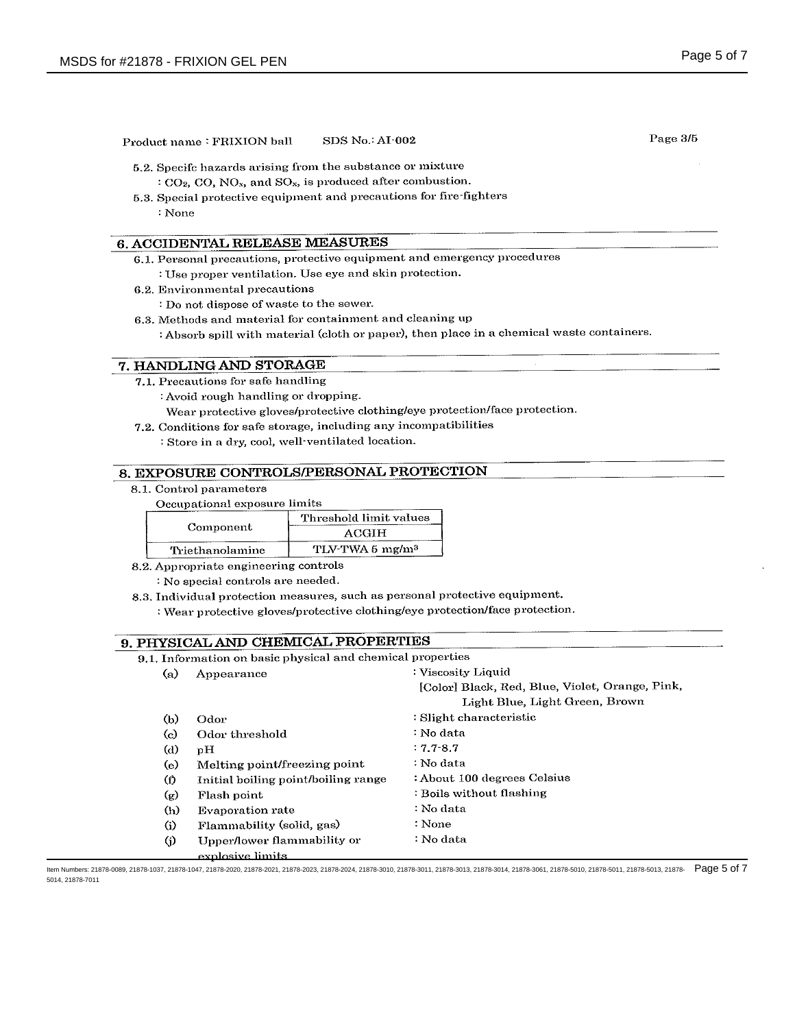Product name : FRIXION ball SDS No.: AI-002

5.2. Specifc hazards arising from the substance or mixture

: $CO_2$, CO, $NO_x$, and $SO_x$, is produced after combustion.

5.3. Special protective equipment and precautions for fire-fighters

: None

## 6. ACCIDENTAL RELEASE MEASURES

6.1. Personal precautions, protective equipment and emergency procedures

: Use proper ventilation. Use eye and skin protection.

6.2. Environmental precautions

: Do not dispose of waste to the sewer.

6.3. Methods and material for containment and cleaning up

: Absorb spill with material (cloth or paper), then place in a chemical waste containers.

## 7. HANDLING AND STORAGE

7.1. Precautions for safe handling

: Avoid rough handling or dropping.
Wear protective gloves/protective clothing/eye protection/face protection.

7.2. Conditions for safe storage, including any incompatibilities

: Store in a dry, cool, well-ventilated location.

## 8. EXPOSURE CONTROLS/PERSONAL PROTECTION

8.1. Control parameters

Occupational exposure limits

| Component | Threshold limit values |
|---|---|
| | ACGIH |
| Triethanolamine | TLV-TWA 5 mg/m$^3$ |

8.2. Appropriate engineering controls

: No special controls are needed.

8.3. Individual protection measures, such as personal protective equipment.

: Wear protective gloves/protective clothing/eye protection/face protection.

## 9. PHYSICAL AND CHEMICAL PROPERTIES

9.1. Information on basic physical and chemical properties

| | | |
|---|---|---|
| (a) | Appearance | : Viscosity Liquid [Color] Black, Red, Blue, Violet, Orange, Pink, Light Blue, Light Green, Brown |
| (b) | Odor | : Slight characteristic |
| (c) | Odor threshold | : No data |
| (d) | pH | : 7.7-8.7 |
| (e) | Melting point/freezing point | : No data |
| (f) | Initial boiling point/boiling range | : About 100 degrees Celsius |
| (g) | Flash point | : Boils without flashing |
| (h) | Evaporation rate | : No data |
| (i) | Flammability (solid, gas) | : None |
| (j) | Upper/lower flammability or explosive limits | : No data |

Item Numbers: 21878-0089, 21878-1037, 21878-1047, 21878-2020, 21878-2021, 21878-2023, 21878-2024, 21878-3010, 21878-3011, 21878-3013, 21878-3014, 21878-3061, 21878-5010, 21878-5011, 21878-5013, 21878-5014, 21878-7011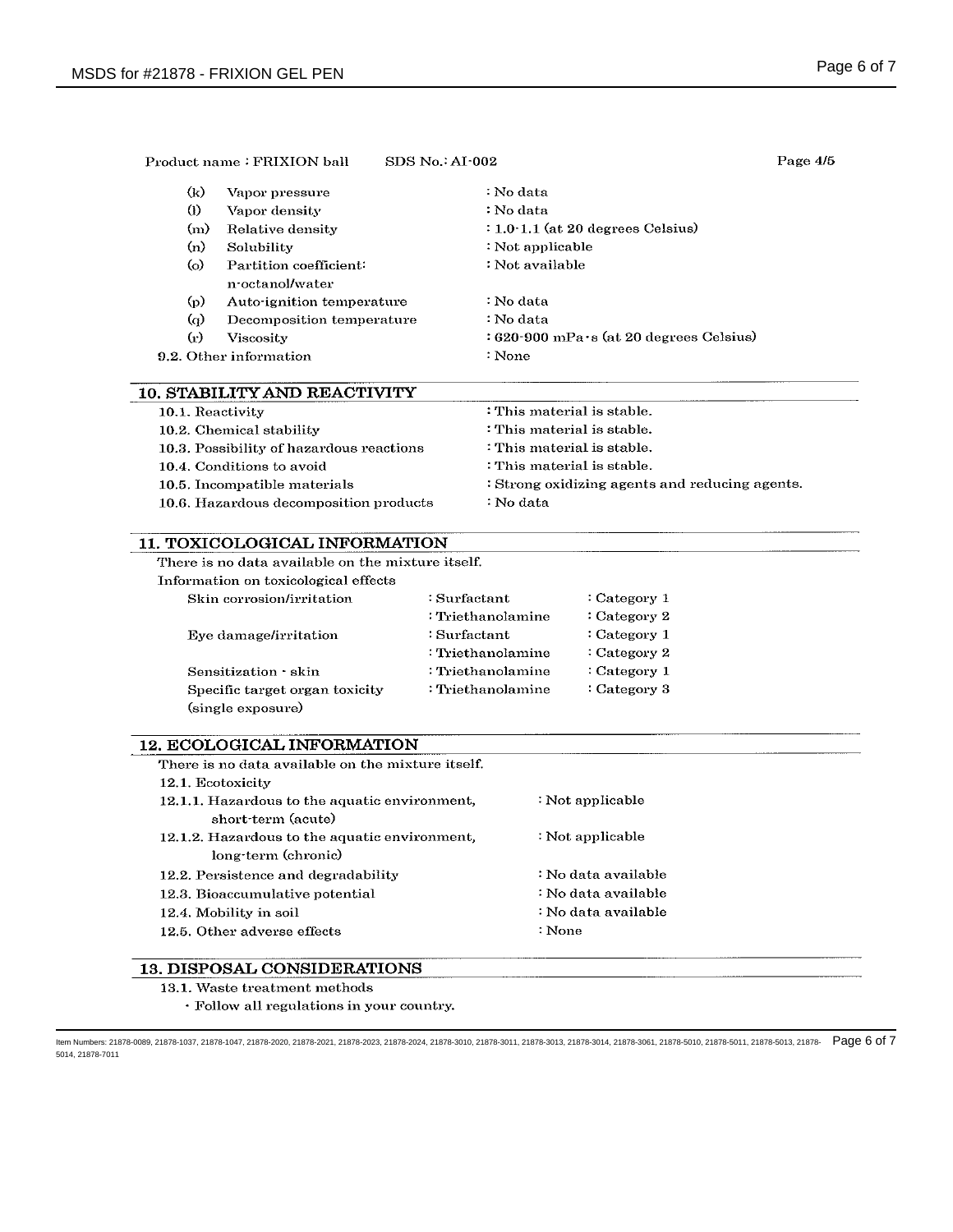Product name : FRIXION ball SDS No.: AI-002 Page 4/5

| | | |
|---|---|---|
| (k) | Vapor pressure | : No data |
| (l) | Vapor density | : No data |
| (m) | Relative density | : 1.0-1.1 (at 20 degrees Celsius) |
| (n) | Solubility | : Not applicable |
| (o) | Partition coefficient: n-octanol/water | : Not available |
| (p) | Auto-ignition temperature | : No data |
| (q) | Decomposition temperature | : No data |
| (r) | Viscosity | : 620-900 mPa・s (at 20 degrees Celsius) |

9.2. Other information : None

## 10. STABILITY AND REACTIVITY

| | |
|---|---|
| 10.1. Reactivity | : This material is stable. |
| 10.2. Chemical stability | : This material is stable. |
| 10.3. Possibility of hazardous reactions | : This material is stable. |
| 10.4. Conditions to avoid | : This material is stable. |
| 10.5. Incompatible materials | : Strong oxidizing agents and reducing agents. |
| 10.6. Hazardous decomposition products | : No data |

## 11. TOXICOLOGICAL INFORMATION

There is no data available on the mixture itself.

Information on toxicological effects

| | | |
|---|---|---|
| Skin corrosion/irritation | : Surfactant | : Category 1 |
| | : Triethanolamine | : Category 2 |
| Eye damage/irritation | : Surfactant | : Category 1 |
| | : Triethanolamine | : Category 2 |
| Sensitization - skin | : Triethanolamine | : Category 1 |
| Specific target organ toxicity (single exposure) | : Triethanolamine | : Category 3 |

## 12. ECOLOGICAL INFORMATION

There is no data available on the mixture itself.

12.1. Ecotoxicity

| | |
|---|---|
| 12.1.1. Hazardous to the aquatic environment, short-term (acute) | : Not applicable |
| 12.1.2. Hazardous to the aquatic environment, long-term (chronic) | : Not applicable |
| 12.2. Persistence and degradability | : No data available |
| 12.3. Bioaccumulative potential | : No data available |
| 12.4. Mobility in soil | : No data available |
| 12.5. Other adverse effects | : None |

## 13. DISPOSAL CONSIDERATIONS

13.1. Waste treatment methods

- Follow all regulations in your country.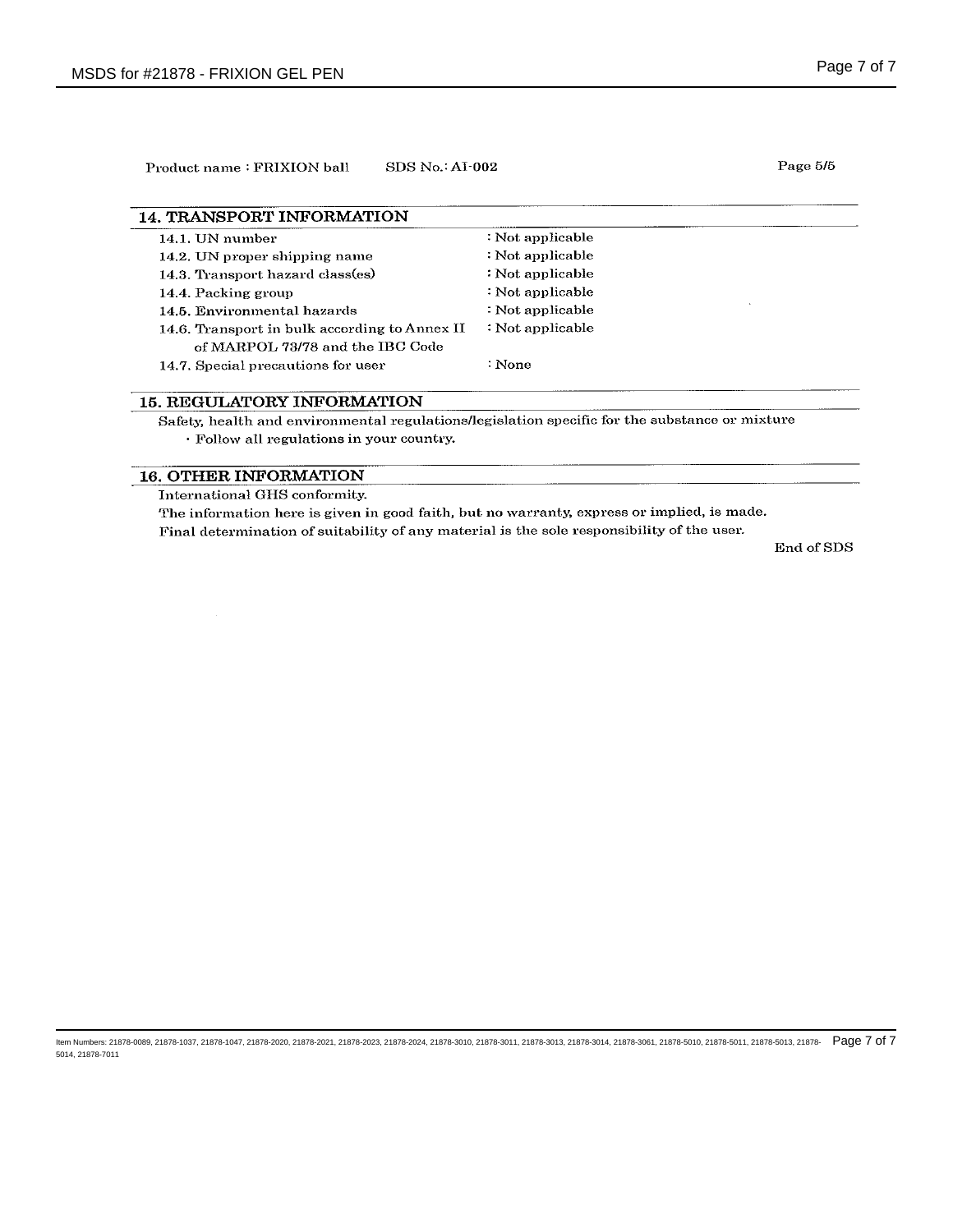Product name : FRIXION ball    SDS No.: AI-002

## 14. TRANSPORT INFORMATION

| | |
|---|---|
| 14.1. UN number | : Not applicable |
| 14.2. UN proper shipping name | : Not applicable |
| 14.3. Transport hazard class(es) | : Not applicable |
| 14.4. Packing group | : Not applicable |
| 14.5. Environmental hazards | : Not applicable |
| 14.6. Transport in bulk according to Annex II of MARPOL 73/78 and the IBC Code | : Not applicable |
| 14.7. Special precautions for user | : None |

## 15. REGULATORY INFORMATION

Safety, health and environmental regulations/legislation specific for the substance or mixture

- Follow all regulations in your country.

## 16. OTHER INFORMATION

International GHS conformity.

The information here is given in good faith, but no warranty, express or implied, is made.

Final determination of suitability of any material is the sole responsibility of the user.

End of SDS